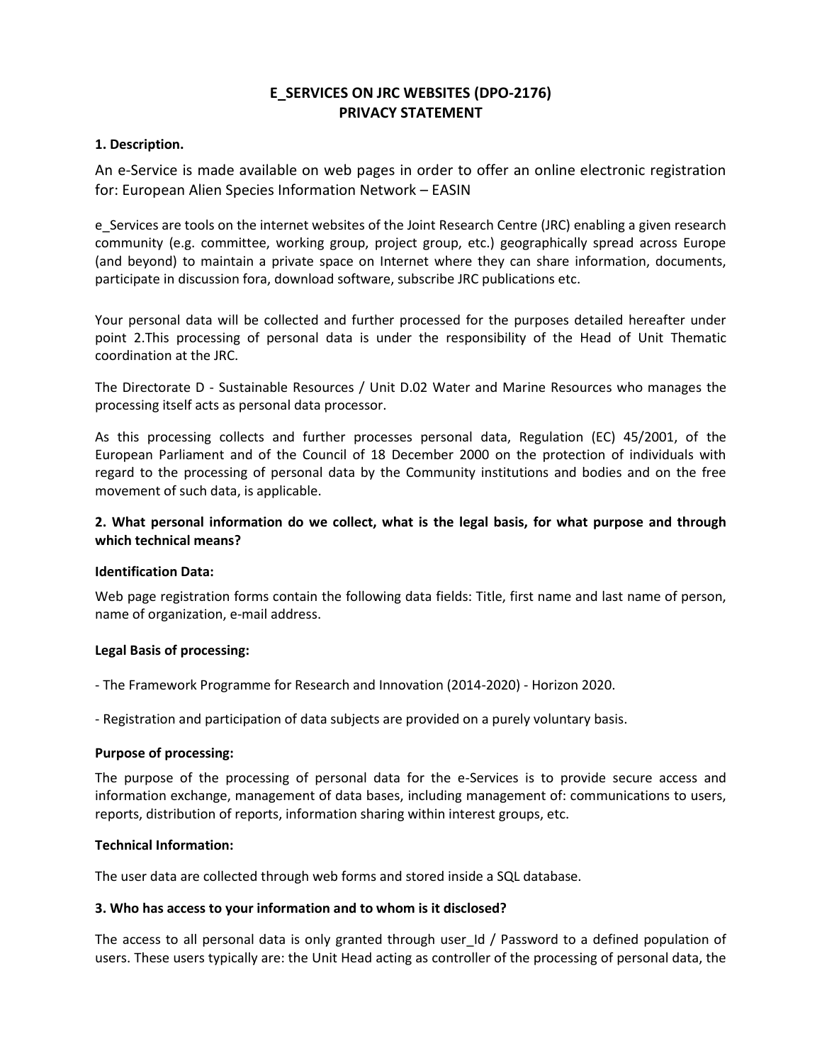# E_SERVICES ON JRC WEBSITES (DPO-2176)
# PRIVACY STATEMENT

**1. Description.**

An e-Service is made available on web pages in order to offer an online electronic registration for: European Alien Species Information Network – EASIN

e_Services are tools on the internet websites of the Joint Research Centre (JRC) enabling a given research community (e.g. committee, working group, project group, etc.) geographically spread across Europe (and beyond) to maintain a private space on Internet where they can share information, documents, participate in discussion fora, download software, subscribe JRC publications etc.

Your personal data will be collected and further processed for the purposes detailed hereafter under point 2.This processing of personal data is under the responsibility of the Head of Unit Thematic coordination at the JRC.

The Directorate D - Sustainable Resources / Unit D.02 Water and Marine Resources who manages the processing itself acts as personal data processor.

As this processing collects and further processes personal data, Regulation (EC) 45/2001, of the European Parliament and of the Council of 18 December 2000 on the protection of individuals with regard to the processing of personal data by the Community institutions and bodies and on the free movement of such data, is applicable.

**2. What personal information do we collect, what is the legal basis, for what purpose and through which technical means?**

**Identification Data:**

Web page registration forms contain the following data fields: Title, first name and last name of person, name of organization, e-mail address.

**Legal Basis of processing:**

- The Framework Programme for Research and Innovation (2014-2020) - Horizon 2020.

- Registration and participation of data subjects are provided on a purely voluntary basis.

**Purpose of processing:**

The purpose of the processing of personal data for the e-Services is to provide secure access and information exchange, management of data bases, including management of: communications to users, reports, distribution of reports, information sharing within interest groups, etc.

**Technical Information:**

The user data are collected through web forms and stored inside a SQL database.

**3. Who has access to your information and to whom is it disclosed?**

The access to all personal data is only granted through user_Id / Password to a defined population of users. These users typically are: the Unit Head acting as controller of the processing of personal data, the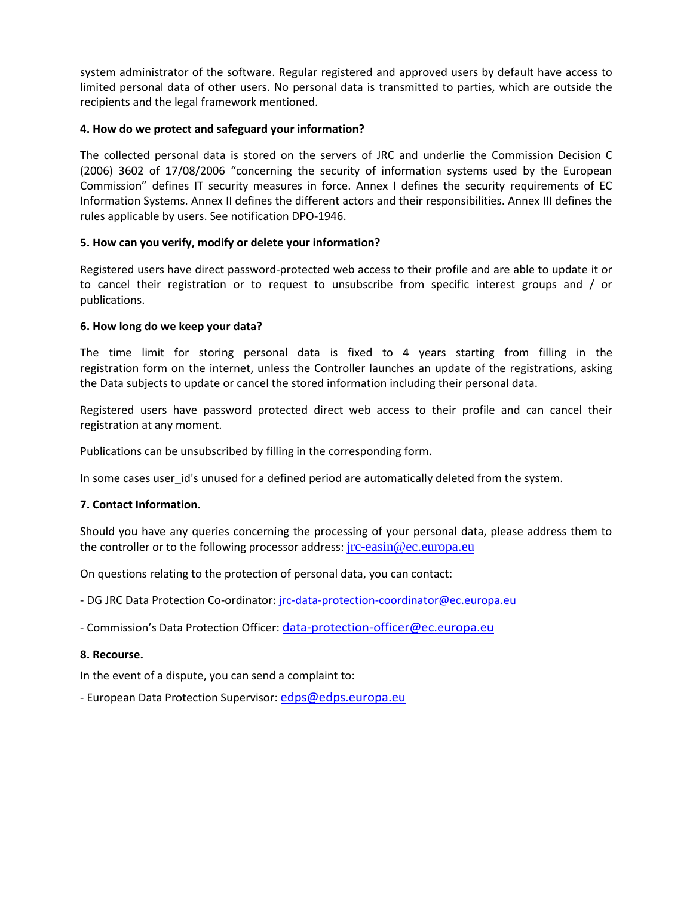system administrator of the software. Regular registered and approved users by default have access to limited personal data of other users. No personal data is transmitted to parties, which are outside the recipients and the legal framework mentioned.

**4. How do we protect and safeguard your information?**

The collected personal data is stored on the servers of JRC and underlie the Commission Decision C (2006) 3602 of 17/08/2006 "concerning the security of information systems used by the European Commission" defines IT security measures in force. Annex I defines the security requirements of EC Information Systems. Annex II defines the different actors and their responsibilities. Annex III defines the rules applicable by users. See notification DPO-1946.

**5. How can you verify, modify or delete your information?**

Registered users have direct password-protected web access to their profile and are able to update it or to cancel their registration or to request to unsubscribe from specific interest groups and / or publications.

**6. How long do we keep your data?**

The time limit for storing personal data is fixed to 4 years starting from filling in the registration form on the internet, unless the Controller launches an update of the registrations, asking the Data subjects to update or cancel the stored information including their personal data.

Registered users have password protected direct web access to their profile and can cancel their registration at any moment.

Publications can be unsubscribed by filling in the corresponding form.

In some cases user_id's unused for a defined period are automatically deleted from the system.

**7. Contact Information.**

Should you have any queries concerning the processing of your personal data, please address them to the controller or to the following processor address: jrc-easin@ec.europa.eu

On questions relating to the protection of personal data, you can contact:

- DG JRC Data Protection Co-ordinator: jrc-data-protection-coordinator@ec.europa.eu

- Commission's Data Protection Officer: data-protection-officer@ec.europa.eu

**8. Recourse.**

In the event of a dispute, you can send a complaint to:

- European Data Protection Supervisor: edps@edps.europa.eu